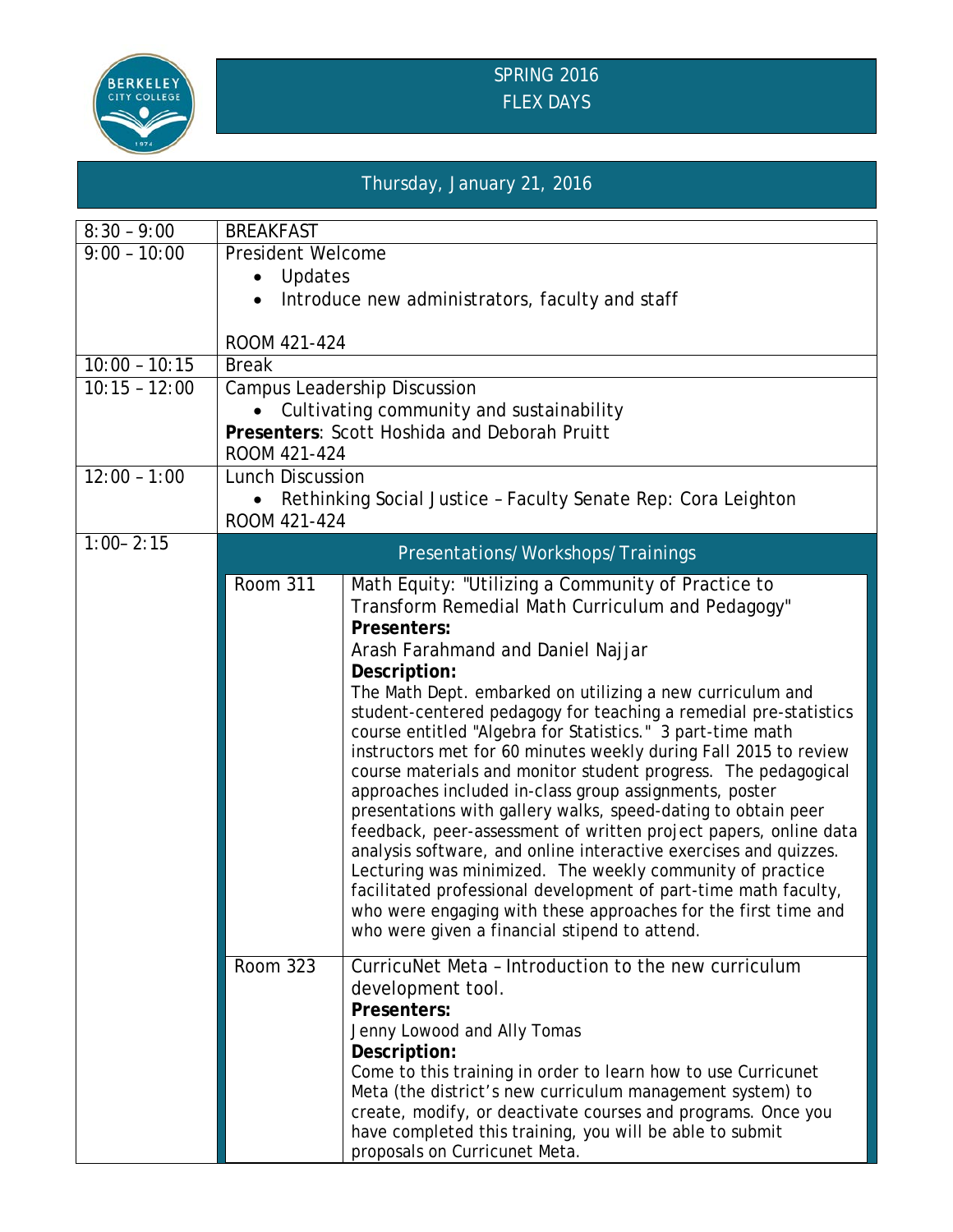# SPRING 2016
# FLEX DAYS

## Thursday, January 21, 2016

| Time | Session | |
|---|---|---|
| 8:30 – 9:00 | BREAKFAST | |
| 9:00 – 10:00 | President Welcome<br>• Updates<br>• Introduce new administrators, faculty and staff<br><br>ROOM 421-424 | |
| 10:00 – 10:15 | Break | |
| 10:15 – 12:00 | Campus Leadership Discussion<br>• Cultivating community and sustainability<br>**Presenters**: Scott Hoshida and Deborah Pruitt<br>ROOM 421-424 | |
| 12:00 – 1:00 | Lunch Discussion<br>• Rethinking Social Justice – Faculty Senate Rep: Cora Leighton<br>ROOM 421-424 | |
| 1:00– 2:15 | Presentations/Workshops/Trainings | |
| | Room 311 | Math Equity: "Utilizing a Community of Practice to Transform Remedial Math Curriculum and Pedagogy"<br>**Presenters:**<br>Arash Farahmand and Daniel Najjar<br>**Description:**<br>The Math Dept. embarked on utilizing a new curriculum and student-centered pedagogy for teaching a remedial pre-statistics course entitled "Algebra for Statistics." 3 part-time math instructors met for 60 minutes weekly during Fall 2015 to review course materials and monitor student progress. The pedagogical approaches included in-class group assignments, poster presentations with gallery walks, speed-dating to obtain peer feedback, peer-assessment of written project papers, online data analysis software, and online interactive exercises and quizzes. Lecturing was minimized. The weekly community of practice facilitated professional development of part-time math faculty, who were engaging with these approaches for the first time and who were given a financial stipend to attend. |
| | Room 323 | CurricuNet Meta – Introduction to the new curriculum development tool.<br>**Presenters:**<br>Jenny Lowood and Ally Tomas<br>**Description:**<br>Come to this training in order to learn how to use Curricunet Meta (the district's new curriculum management system) to create, modify, or deactivate courses and programs. Once you have completed this training, you will be able to submit proposals on Curricunet Meta. |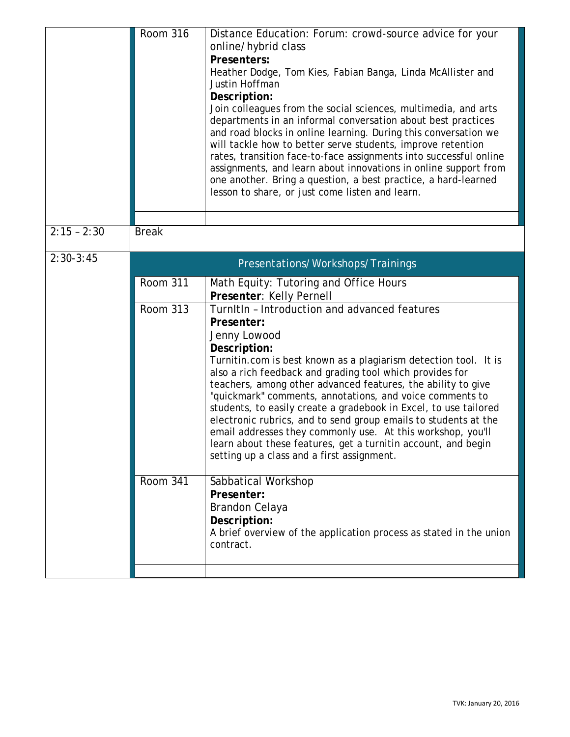| | | |
|---|---|---|
| | Room 316 | Distance Education: Forum: crowd-source advice for your online/hybrid class<br>**Presenters:**<br>Heather Dodge, Tom Kies, Fabian Banga, Linda McAllister and Justin Hoffman<br>**Description:**<br>Join colleagues from the social sciences, multimedia, and arts departments in an informal conversation about best practices and road blocks in online learning. During this conversation we will tackle how to better serve students, improve retention rates, transition face-to-face assignments into successful online assignments, and learn about innovations in online support from one another. Bring a question, a best practice, a hard-learned lesson to share, or just come listen and learn. |
| | | |
| 2:15 – 2:30 | Break | |
| 2:30-3:45 | Presentations/Workshops/Trainings | |
| | Room 311 | Math Equity: Tutoring and Office Hours<br>**Presenter**: Kelly Pernell |
| | Room 313 | TurnItIn – Introduction and advanced features<br>**Presenter:**<br>Jenny Lowood<br>**Description:**<br>Turnitin.com is best known as a plagiarism detection tool. It is also a rich feedback and grading tool which provides for teachers, among other advanced features, the ability to give "quickmark" comments, annotations, and voice comments to students, to easily create a gradebook in Excel, to use tailored electronic rubrics, and to send group emails to students at the email addresses they commonly use. At this workshop, you'll learn about these features, get a turnitin account, and begin setting up a class and a first assignment. |
| | Room 341 | Sabbatical Workshop<br>**Presenter:**<br>Brandon Celaya<br>**Description:**<br>A brief overview of the application process as stated in the union contract. |
| | | |

TVK: January 20, 2016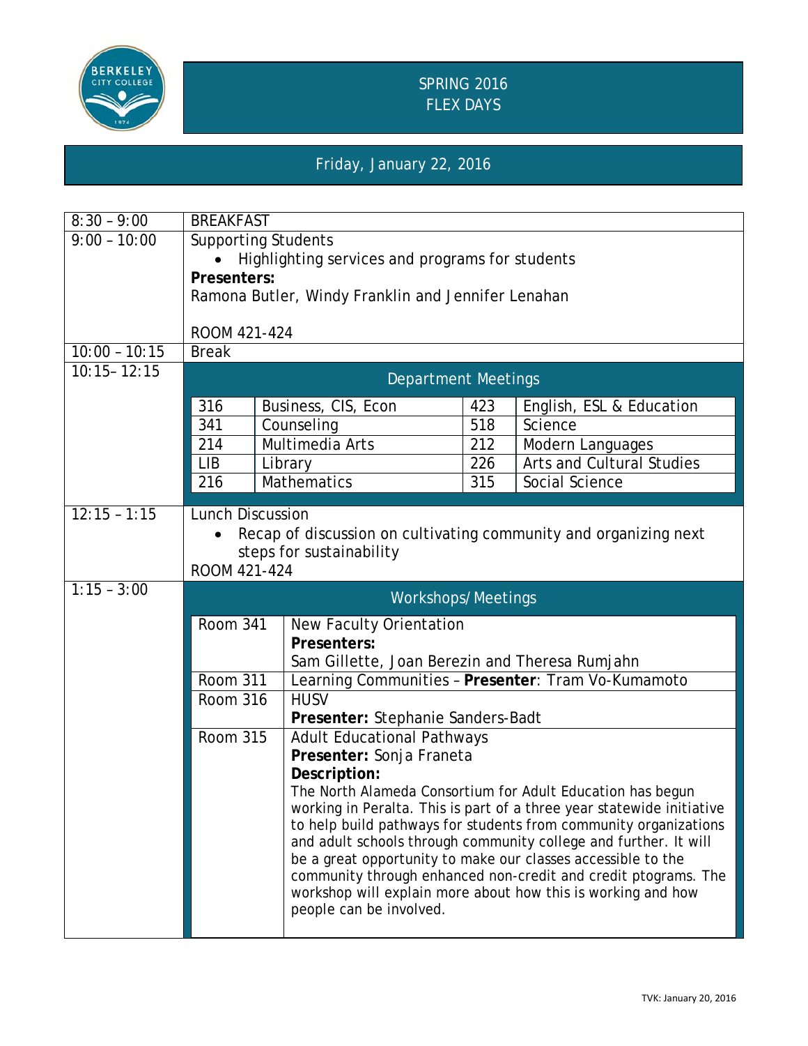# SPRING 2016
# FLEX DAYS

## Friday, January 22, 2016

| | |
|---|---|
| 8:30 – 9:00 | BREAKFAST |
| 9:00 – 10:00 | Supporting Students<br>• Highlighting services and programs for students<br>**Presenters:**<br>Ramona Butler, Windy Franklin and Jennifer Lenahan<br><br>ROOM 421-424 |
| 10:00 – 10:15 | Break |
| 10:15– 12:15 | Department Meetings |
| 12:15 – 1:15 | Lunch Discussion<br>• Recap of discussion on cultivating community and organizing next steps for sustainability<br>ROOM 421-424 |
| 1:15 – 3:00 | Workshops/Meetings |

**Department Meetings (10:15– 12:15)**

| | | | |
|---|---|---|---|
| 316 | Business, CIS, Econ | 423 | English, ESL & Education |
| 341 | Counseling | 518 | Science |
| 214 | Multimedia Arts | 212 | Modern Languages |
| LIB | Library | 226 | Arts and Cultural Studies |
| 216 | Mathematics | 315 | Social Science |

**Workshops/Meetings (1:15 – 3:00)**

| | |
|---|---|
| Room 341 | New Faculty Orientation<br>**Presenters:**<br>Sam Gillette, Joan Berezin and Theresa Rumjahn |
| Room 311 | Learning Communities – **Presenter**: Tram Vo-Kumamoto |
| Room 316 | HUSV<br>**Presenter:** Stephanie Sanders-Badt |
| Room 315 | Adult Educational Pathways<br>**Presenter:** Sonja Franeta<br>**Description:**<br>The North Alameda Consortium for Adult Education has begun working in Peralta. This is part of a three year statewide initiative to help build pathways for students from community organizations and adult schools through community college and further. It will be a great opportunity to make our classes accessible to the community through enhanced non-credit and credit ptograms. The workshop will explain more about how this is working and how people can be involved. |

TVK: January 20, 2016